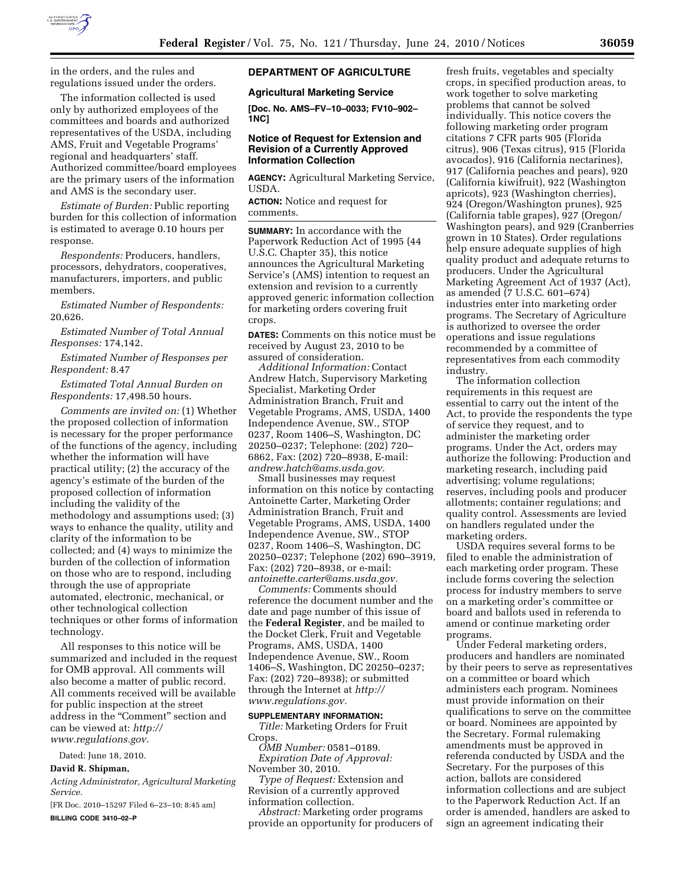in the orders, and the rules and regulations issued under the orders.

The information collected is used only by authorized employees of the committees and boards and authorized representatives of the USDA, including AMS, Fruit and Vegetable Programs' regional and headquarters' staff. Authorized committee/board employees are the primary users of the information and AMS is the secondary user.

*Estimate of Burden:* Public reporting burden for this collection of information is estimated to average 0.10 hours per response.

*Respondents:* Producers, handlers, processors, dehydrators, cooperatives, manufacturers, importers, and public members.

*Estimated Number of Respondents:* 20,626.

*Estimated Number of Total Annual Responses:* 174,142.

*Estimated Number of Responses per Respondent:* 8.47

*Estimated Total Annual Burden on Respondents:* 17,498.50 hours.

*Comments are invited on:* (1) Whether the proposed collection of information is necessary for the proper performance of the functions of the agency, including whether the information will have practical utility; (2) the accuracy of the agency's estimate of the burden of the proposed collection of information including the validity of the methodology and assumptions used; (3) ways to enhance the quality, utility and clarity of the information to be collected; and (4) ways to minimize the burden of the collection of information on those who are to respond, including through the use of appropriate automated, electronic, mechanical, or other technological collection techniques or other forms of information technology.

All responses to this notice will be summarized and included in the request for OMB approval. All comments will also become a matter of public record. All comments received will be available for public inspection at the street address in the "Comment" section and can be viewed at: *http://www.regulations.gov.*

Dated: June 18, 2010.

**David R. Shipman,**

*Acting Administrator, Agricultural Marketing Service.*

[FR Doc. 2010–15297 Filed 6–23–10; 8:45 am]

**BILLING CODE 3410–02–P**

## DEPARTMENT OF AGRICULTURE

### Agricultural Marketing Service

**[Doc. No. AMS–FV–10–0033; FV10–902–1NC]**

### Notice of Request for Extension and Revision of a Currently Approved Information Collection

**AGENCY:** Agricultural Marketing Service, USDA.

**ACTION:** Notice and request for comments.

**SUMMARY:** In accordance with the Paperwork Reduction Act of 1995 (44 U.S.C. Chapter 35), this notice announces the Agricultural Marketing Service's (AMS) intention to request an extension and revision to a currently approved generic information collection for marketing orders covering fruit crops.

**DATES:** Comments on this notice must be received by August 23, 2010 to be assured of consideration.

*Additional Information:* Contact Andrew Hatch, Supervisory Marketing Specialist, Marketing Order Administration Branch, Fruit and Vegetable Programs, AMS, USDA, 1400 Independence Avenue, SW., STOP 0237, Room 1406–S, Washington, DC 20250–0237; Telephone: (202) 720–6862, Fax: (202) 720–8938, E-mail: *andrew.hatch@ams.usda.gov.*

Small businesses may request information on this notice by contacting Antoinette Carter, Marketing Order Administration Branch, Fruit and Vegetable Programs, AMS, USDA, 1400 Independence Avenue, SW., STOP 0237, Room 1406–S, Washington, DC 20250–0237; Telephone (202) 690–3919, Fax: (202) 720–8938, or e-mail: *antoinette.carter@ams.usda.gov.*

*Comments:* Comments should reference the document number and the date and page number of this issue of the **Federal Register**, and be mailed to the Docket Clerk, Fruit and Vegetable Programs, AMS, USDA, 1400 Independence Avenue, SW., Room 1406–S, Washington, DC 20250–0237; Fax: (202) 720–8938); or submitted through the Internet at *http://www.regulations.gov.*

**SUPPLEMENTARY INFORMATION:**

*Title:* Marketing Orders for Fruit Crops.

*OMB Number:* 0581–0189.

*Expiration Date of Approval:* November 30, 2010.

*Type of Request:* Extension and Revision of a currently approved information collection.

*Abstract:* Marketing order programs provide an opportunity for producers of fresh fruits, vegetables and specialty crops, in specified production areas, to work together to solve marketing problems that cannot be solved individually. This notice covers the following marketing order program citations 7 CFR parts 905 (Florida citrus), 906 (Texas citrus), 915 (Florida avocados), 916 (California nectarines), 917 (California peaches and pears), 920 (California kiwifruit), 922 (Washington apricots), 923 (Washington cherries), 924 (Oregon/Washington prunes), 925 (California table grapes), 927 (Oregon/Washington pears), and 929 (Cranberries grown in 10 States). Order regulations help ensure adequate supplies of high quality product and adequate returns to producers. Under the Agricultural Marketing Agreement Act of 1937 (Act), as amended (7 U.S.C. 601–674) industries enter into marketing order programs. The Secretary of Agriculture is authorized to oversee the order operations and issue regulations recommended by a committee of representatives from each commodity industry.

The information collection requirements in this request are essential to carry out the intent of the Act, to provide the respondents the type of service they request, and to administer the marketing order programs. Under the Act, orders may authorize the following: Production and marketing research, including paid advertising; volume regulations; reserves, including pools and producer allotments; container regulations; and quality control. Assessments are levied on handlers regulated under the marketing orders.

USDA requires several forms to be filed to enable the administration of each marketing order program. These include forms covering the selection process for industry members to serve on a marketing order's committee or board and ballots used in referenda to amend or continue marketing order programs.

Under Federal marketing orders, producers and handlers are nominated by their peers to serve as representatives on a committee or board which administers each program. Nominees must provide information on their qualifications to serve on the committee or board. Nominees are appointed by the Secretary. Formal rulemaking amendments must be approved in referenda conducted by USDA and the Secretary. For the purposes of this action, ballots are considered information collections and are subject to the Paperwork Reduction Act. If an order is amended, handlers are asked to sign an agreement indicating their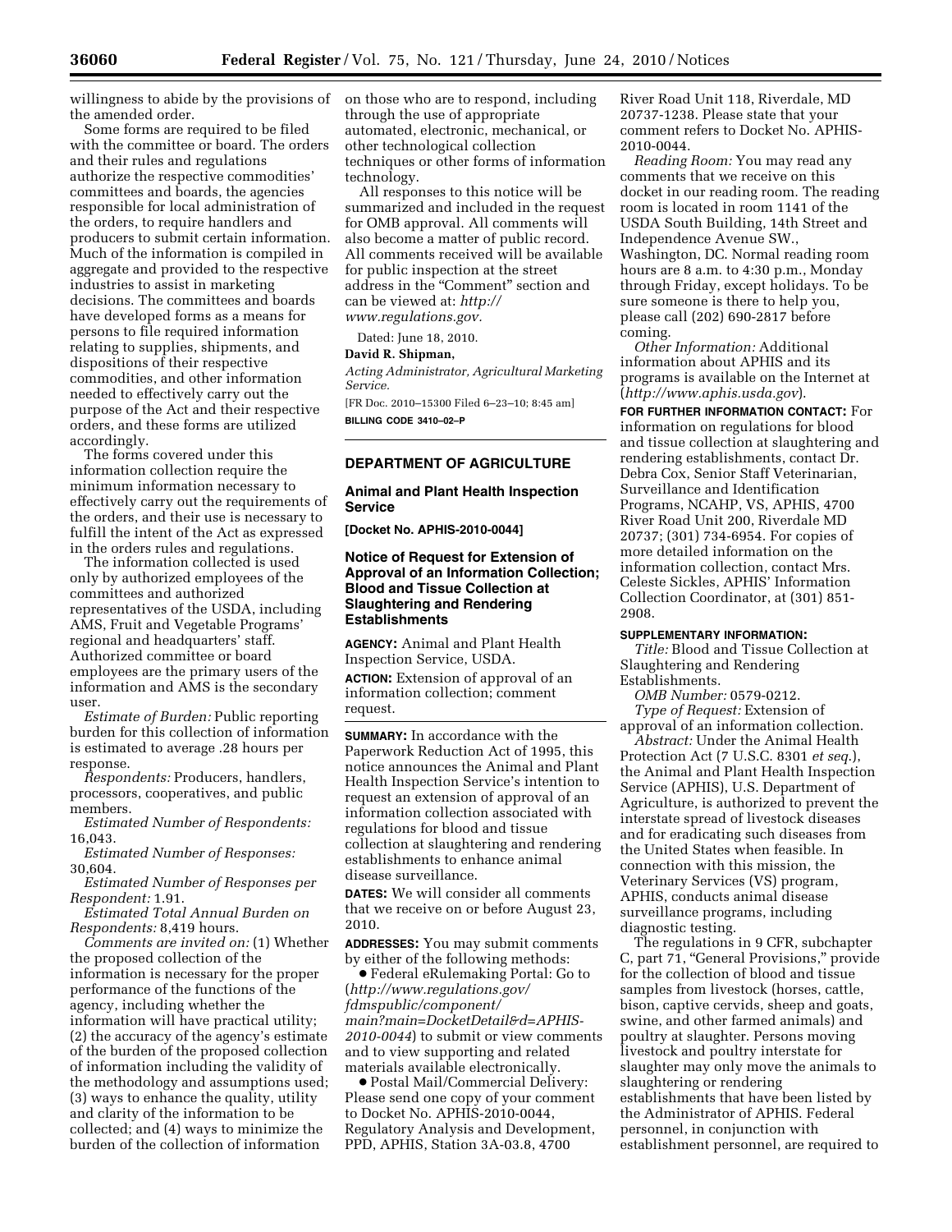willingness to abide by the provisions of the amended order.

Some forms are required to be filed with the committee or board. The orders and their rules and regulations authorize the respective commodities' committees and boards, the agencies responsible for local administration of the orders, to require handlers and producers to submit certain information. Much of the information is compiled in aggregate and provided to the respective industries to assist in marketing decisions. The committees and boards have developed forms as a means for persons to file required information relating to supplies, shipments, and dispositions of their respective commodities, and other information needed to effectively carry out the purpose of the Act and their respective orders, and these forms are utilized accordingly.

The forms covered under this information collection require the minimum information necessary to effectively carry out the requirements of the orders, and their use is necessary to fulfill the intent of the Act as expressed in the orders rules and regulations.

The information collected is used only by authorized employees of the committees and authorized representatives of the USDA, including AMS, Fruit and Vegetable Programs' regional and headquarters' staff. Authorized committee or board employees are the primary users of the information and AMS is the secondary user.

*Estimate of Burden:* Public reporting burden for this collection of information is estimated to average .28 hours per response.

*Respondents:* Producers, handlers, processors, cooperatives, and public members.

*Estimated Number of Respondents:* 16,043.

*Estimated Number of Responses:* 30,604.

*Estimated Number of Responses per Respondent:* 1.91.

*Estimated Total Annual Burden on Respondents:* 8,419 hours.

*Comments are invited on:* (1) Whether the proposed collection of the information is necessary for the proper performance of the functions of the agency, including whether the information will have practical utility; (2) the accuracy of the agency's estimate of the burden of the proposed collection of information including the validity of the methodology and assumptions used; (3) ways to enhance the quality, utility and clarity of the information to be collected; and (4) ways to minimize the burden of the collection of information on those who are to respond, including through the use of appropriate automated, electronic, mechanical, or other technological collection techniques or other forms of information technology.

All responses to this notice will be summarized and included in the request for OMB approval. All comments will also become a matter of public record. All comments received will be available for public inspection at the street address in the "Comment" section and can be viewed at: *http://www.regulations.gov.*

Dated: June 18, 2010.

**David R. Shipman,**

*Acting Administrator, Agricultural Marketing Service.*

[FR Doc. 2010–15300 Filed 6–23–10; 8:45 am]

**BILLING CODE 3410–02–P**

## DEPARTMENT OF AGRICULTURE

### Animal and Plant Health Inspection Service

**[Docket No. APHIS-2010-0044]**

### Notice of Request for Extension of Approval of an Information Collection; Blood and Tissue Collection at Slaughtering and Rendering Establishments

**AGENCY:** Animal and Plant Health Inspection Service, USDA.

**ACTION:** Extension of approval of an information collection; comment request.

**SUMMARY:** In accordance with the Paperwork Reduction Act of 1995, this notice announces the Animal and Plant Health Inspection Service's intention to request an extension of approval of an information collection associated with regulations for blood and tissue collection at slaughtering and rendering establishments to enhance animal disease surveillance.

**DATES:** We will consider all comments that we receive on or before August 23, 2010.

**ADDRESSES:** You may submit comments by either of the following methods:

- Federal eRulemaking Portal: Go to (*http://www.regulations.gov/fdmspublic/component/main?main=DocketDetail&d=APHIS-2010-0044*) to submit or view comments and to view supporting and related materials available electronically.
- Postal Mail/Commercial Delivery: Please send one copy of your comment to Docket No. APHIS-2010-0044, Regulatory Analysis and Development, PPD, APHIS, Station 3A-03.8, 4700 River Road Unit 118, Riverdale, MD 20737-1238. Please state that your comment refers to Docket No. APHIS-2010-0044.

*Reading Room:* You may read any comments that we receive on this docket in our reading room. The reading room is located in room 1141 of the USDA South Building, 14th Street and Independence Avenue SW., Washington, DC. Normal reading room hours are 8 a.m. to 4:30 p.m., Monday through Friday, except holidays. To be sure someone is there to help you, please call (202) 690-2817 before coming.

*Other Information:* Additional information about APHIS and its programs is available on the Internet at (*http://www.aphis.usda.gov*).

**FOR FURTHER INFORMATION CONTACT:** For information on regulations for blood and tissue collection at slaughtering and rendering establishments, contact Dr. Debra Cox, Senior Staff Veterinarian, Surveillance and Identification Programs, NCAHP, VS, APHIS, 4700 River Road Unit 200, Riverdale MD 20737; (301) 734-6954. For copies of more detailed information on the information collection, contact Mrs. Celeste Sickles, APHIS' Information Collection Coordinator, at (301) 851-2908.

**SUPPLEMENTARY INFORMATION:**

*Title:* Blood and Tissue Collection at Slaughtering and Rendering Establishments.

*OMB Number:* 0579-0212.

*Type of Request:* Extension of approval of an information collection.

*Abstract:* Under the Animal Health Protection Act (7 U.S.C. 8301 *et seq.*), the Animal and Plant Health Inspection Service (APHIS), U.S. Department of Agriculture, is authorized to prevent the interstate spread of livestock diseases and for eradicating such diseases from the United States when feasible. In connection with this mission, the Veterinary Services (VS) program, APHIS, conducts animal disease surveillance programs, including diagnostic testing.

The regulations in 9 CFR, subchapter C, part 71, "General Provisions," provide for the collection of blood and tissue samples from livestock (horses, cattle, bison, captive cervids, sheep and goats, swine, and other farmed animals) and poultry at slaughter. Persons moving livestock and poultry interstate for slaughter may only move the animals to slaughtering or rendering establishments that have been listed by the Administrator of APHIS. Federal personnel, in conjunction with establishment personnel, are required to